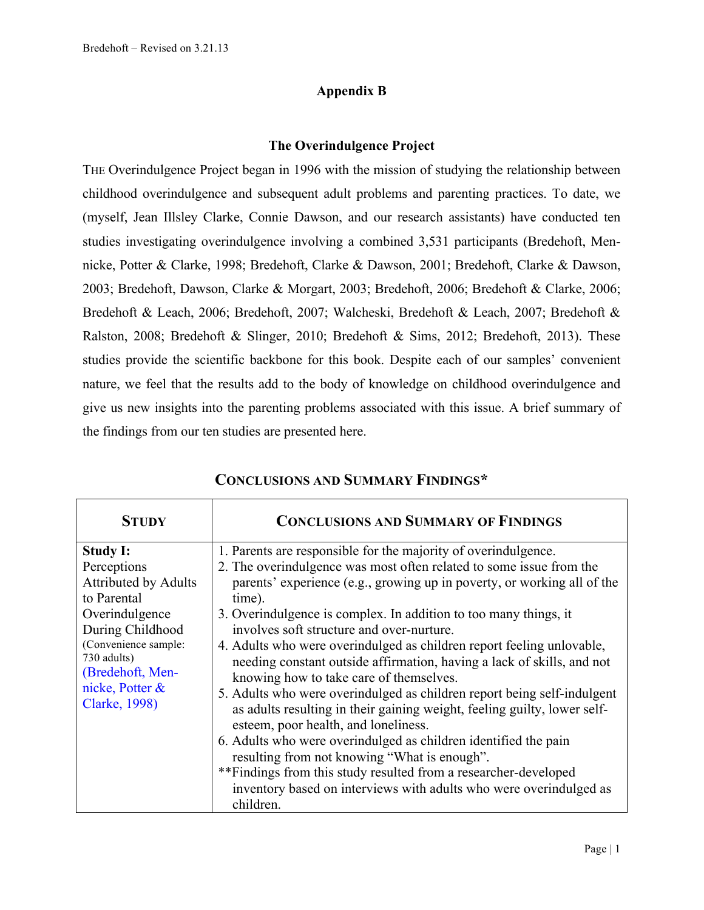# Appendix B

## The Overindulgence Project

THE Overindulgence Project began in 1996 with the mission of studying the relationship between childhood overindulgence and subsequent adult problems and parenting practices. To date, we (myself, Jean Illsley Clarke, Connie Dawson, and our research assistants) have conducted ten studies investigating overindulgence involving a combined 3,531 participants (Bredehoft, Mennicke, Potter & Clarke, 1998; Bredehoft, Clarke & Dawson, 2001; Bredehoft, Clarke & Dawson, 2003; Bredehoft, Dawson, Clarke & Morgart, 2003; Bredehoft, 2006; Bredehoft & Clarke, 2006; Bredehoft & Leach, 2006; Bredehoft, 2007; Walcheski, Bredehoft & Leach, 2007; Bredehoft & Ralston, 2008; Bredehoft & Slinger, 2010; Bredehoft & Sims, 2012; Bredehoft, 2013). These studies provide the scientific backbone for this book. Despite each of our samples' convenient nature, we feel that the results add to the body of knowledge on childhood overindulgence and give us new insights into the parenting problems associated with this issue. A brief summary of the findings from our ten studies are presented here.

## CONCLUSIONS AND SUMMARY FINDINGS*

| STUDY | CONCLUSIONS AND SUMMARY OF FINDINGS |
|---|---|
| **Study I:** Perceptions Attributed by Adults to Parental Overindulgence During Childhood (Convenience sample: 730 adults) (Bredehoft, Mennicke, Potter & Clarke, 1998) | 1. Parents are responsible for the majority of overindulgence.<br>2. The overindulgence was most often related to some issue from the parents' experience (e.g., growing up in poverty, or working all of the time).<br>3. Overindulgence is complex. In addition to too many things, it involves soft structure and over-nurture.<br>4. Adults who were overindulged as children report feeling unlovable, needing constant outside affirmation, having a lack of skills, and not knowing how to take care of themselves.<br>5. Adults who were overindulged as children report being self-indulgent as adults resulting in their gaining weight, feeling guilty, lower self-esteem, poor health, and loneliness.<br>6. Adults who were overindulged as children identified the pain resulting from not knowing "What is enough".<br>**Findings from this study resulted from a researcher-developed inventory based on interviews with adults who were overindulged as children. |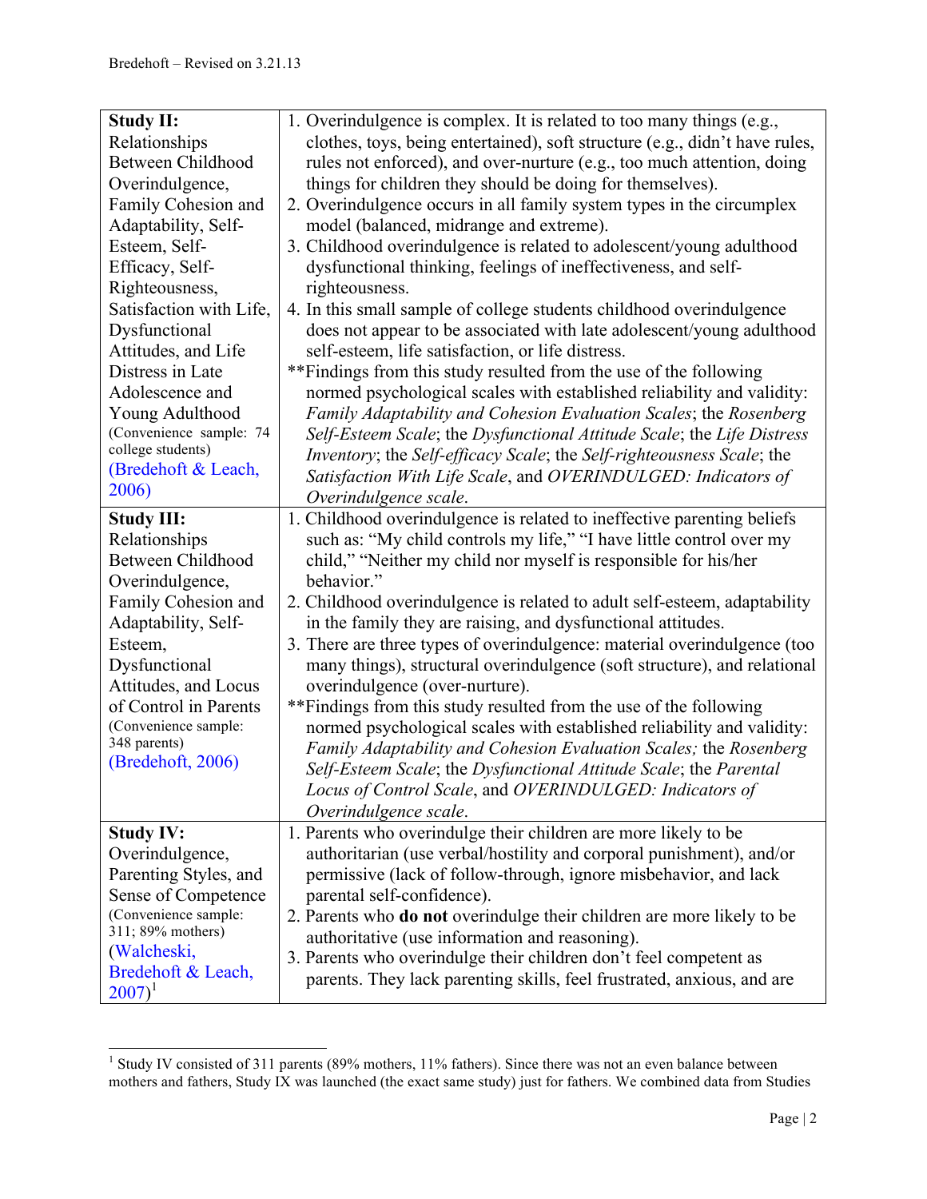| | |
|---|---|
| **Study II:** Relationships Between Childhood Overindulgence, Family Cohesion and Adaptability, Self-Esteem, Self-Efficacy, Self-Righteousness, Satisfaction with Life, Dysfunctional Attitudes, and Life Distress in Late Adolescence and Young Adulthood (Convenience sample: 74 college students) (Bredehoft & Leach, 2006) | 1. Overindulgence is complex. It is related to too many things (e.g., clothes, toys, being entertained), soft structure (e.g., didn't have rules, rules not enforced), and over-nurture (e.g., too much attention, doing things for children they should be doing for themselves).<br>2. Overindulgence occurs in all family system types in the circumplex model (balanced, midrange and extreme).<br>3. Childhood overindulgence is related to adolescent/young adulthood dysfunctional thinking, feelings of ineffectiveness, and self-righteousness.<br>4. In this small sample of college students childhood overindulgence does not appear to be associated with late adolescent/young adulthood self-esteem, life satisfaction, or life distress.<br>**Findings from this study resulted from the use of the following normed psychological scales with established reliability and validity: *Family Adaptability and Cohesion Evaluation Scales*; the *Rosenberg Self-Esteem Scale*; the *Dysfunctional Attitude Scale*; the *Life Distress Inventory*; the *Self-efficacy Scale*; the *Self-righteousness Scale*; the *Satisfaction With Life Scale*, and *OVERINDULGED: Indicators of Overindulgence scale*. |
| **Study III:** Relationships Between Childhood Overindulgence, Family Cohesion and Adaptability, Self-Esteem, Dysfunctional Attitudes, and Locus of Control in Parents (Convenience sample: 348 parents) (Bredehoft, 2006) | 1. Childhood overindulgence is related to ineffective parenting beliefs such as: "My child controls my life," "I have little control over my child," "Neither my child nor myself is responsible for his/her behavior."<br>2. Childhood overindulgence is related to adult self-esteem, adaptability in the family they are raising, and dysfunctional attitudes.<br>3. There are three types of overindulgence: material overindulgence (too many things), structural overindulgence (soft structure), and relational overindulgence (over-nurture).<br>**Findings from this study resulted from the use of the following normed psychological scales with established reliability and validity: *Family Adaptability and Cohesion Evaluation Scales;* the *Rosenberg Self-Esteem Scale*; the *Dysfunctional Attitude Scale*; the *Parental Locus of Control Scale*, and *OVERINDULGED: Indicators of Overindulgence scale*. |
| **Study IV:** Overindulgence, Parenting Styles, and Sense of Competence (Convenience sample: 311; 89% mothers) (Walcheski, Bredehoft & Leach, 2007)[1] | 1. Parents who overindulge their children are more likely to be authoritarian (use verbal/hostility and corporal punishment), and/or permissive (lack of follow-through, ignore misbehavior, and lack parental self-confidence).<br>2. Parents who **do not** overindulge their children are more likely to be authoritative (use information and reasoning).<br>3. Parents who overindulge their children don't feel competent as parents. They lack parenting skills, feel frustrated, anxious, and are |

[1] Study IV consisted of 311 parents (89% mothers, 11% fathers). Since there was not an even balance between mothers and fathers, Study IX was launched (the exact same study) just for fathers. We combined data from Studies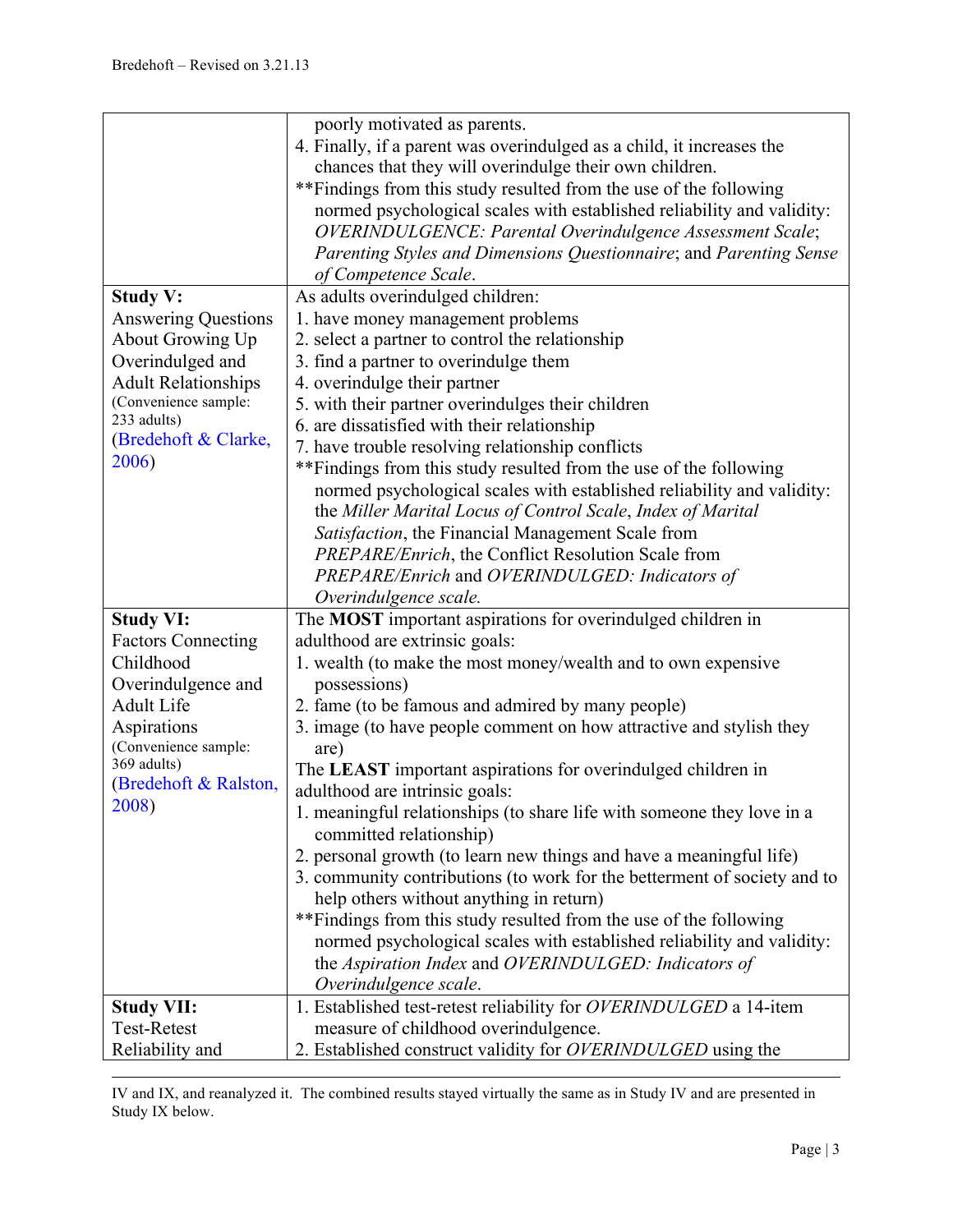| | |
|---|---|
| | poorly motivated as parents.<br>4. Finally, if a parent was overindulged as a child, it increases the chances that they will overindulge their own children.<br>**Findings from this study resulted from the use of the following normed psychological scales with established reliability and validity: *OVERINDULGENCE: Parental Overindulgence Assessment Scale*; *Parenting Styles and Dimensions Questionnaire*; and *Parenting Sense of Competence Scale*. |
| **Study V:**<br>Answering Questions About Growing Up Overindulged and Adult Relationships<br>(Convenience sample: 233 adults)<br>(Bredehoft & Clarke, 2006) | As adults overindulged children:<br>1. have money management problems<br>2. select a partner to control the relationship<br>3. find a partner to overindulge them<br>4. overindulge their partner<br>5. with their partner overindulges their children<br>6. are dissatisfied with their relationship<br>7. have trouble resolving relationship conflicts<br>**Findings from this study resulted from the use of the following normed psychological scales with established reliability and validity: the *Miller Marital Locus of Control Scale*, *Index of Marital Satisfaction*, the Financial Management Scale from *PREPARE/Enrich*, the Conflict Resolution Scale from *PREPARE/Enrich* and *OVERINDULGED: Indicators of Overindulgence scale.* |
| **Study VI:**<br>Factors Connecting Childhood Overindulgence and Adult Life Aspirations<br>(Convenience sample: 369 adults)<br>(Bredehoft & Ralston, 2008) | The **MOST** important aspirations for overindulged children in adulthood are extrinsic goals:<br>1. wealth (to make the most money/wealth and to own expensive possessions)<br>2. fame (to be famous and admired by many people)<br>3. image (to have people comment on how attractive and stylish they are)<br>The **LEAST** important aspirations for overindulged children in adulthood are intrinsic goals:<br>1. meaningful relationships (to share life with someone they love in a committed relationship)<br>2. personal growth (to learn new things and have a meaningful life)<br>3. community contributions (to work for the betterment of society and to help others without anything in return)<br>**Findings from this study resulted from the use of the following normed psychological scales with established reliability and validity: the *Aspiration Index* and *OVERINDULGED: Indicators of Overindulgence scale*. |
| **Study VII:**<br>Test-Retest Reliability and | 1. Established test-retest reliability for *OVERINDULGED* a 14-item measure of childhood overindulgence.<br>2. Established construct validity for *OVERINDULGED* using the |

IV and IX, and reanalyzed it. The combined results stayed virtually the same as in Study IV and are presented in Study IX below.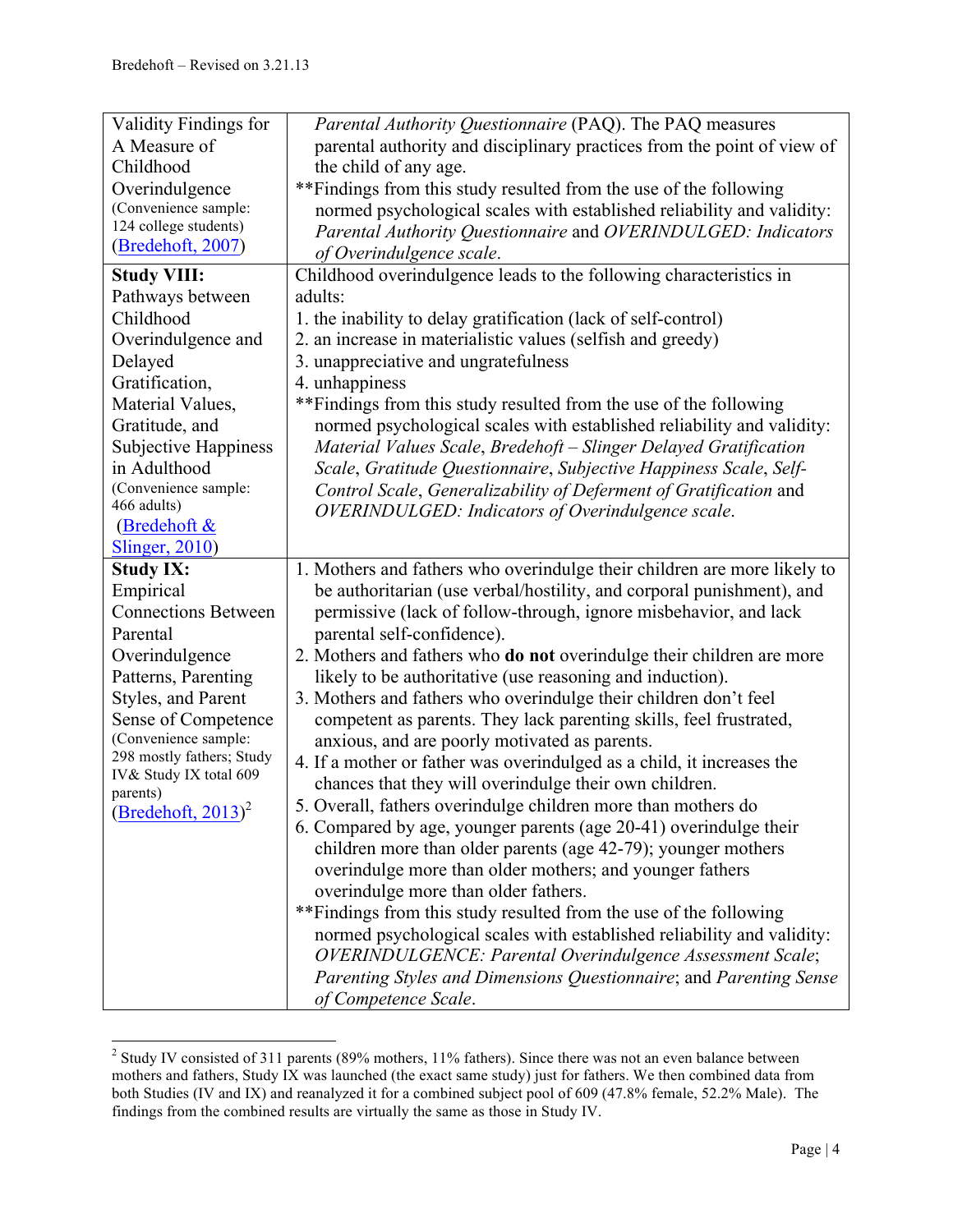| | |
|---|---|
| Validity Findings for A Measure of Childhood Overindulgence (Convenience sample: 124 college students) ([Bredehoft, 2007]) | *Parental Authority Questionnaire* (PAQ). The PAQ measures parental authority and disciplinary practices from the point of view of the child of any age.<br>**Findings from this study resulted from the use of the following normed psychological scales with established reliability and validity: *Parental Authority Questionnaire* and *OVERINDULGED: Indicators of Overindulgence scale*. |
| **Study VIII:** Pathways between Childhood Overindulgence and Delayed Gratification, Material Values, Gratitude, and Subjective Happiness in Adulthood (Convenience sample: 466 adults) ([Bredehoft & Slinger, 2010]) | Childhood overindulgence leads to the following characteristics in adults:<br>1. the inability to delay gratification (lack of self-control)<br>2. an increase in materialistic values (selfish and greedy)<br>3. unappreciative and ungratefulness<br>4. unhappiness<br>**Findings from this study resulted from the use of the following normed psychological scales with established reliability and validity: *Material Values Scale*, *Bredehoft – Slinger Delayed Gratification Scale*, *Gratitude Questionnaire*, *Subjective Happiness Scale*, *Self-Control Scale*, *Generalizability of Deferment of Gratification* and *OVERINDULGED: Indicators of Overindulgence scale*. |
| **Study IX:** Empirical Connections Between Parental Overindulgence Patterns, Parenting Styles, and Parent Sense of Competence (Convenience sample: 298 mostly fathers; Study IV& Study IX total 609 parents) ([Bredehoft, 2013])[2] | 1. Mothers and fathers who overindulge their children are more likely to be authoritarian (use verbal/hostility, and corporal punishment), and permissive (lack of follow-through, ignore misbehavior, and lack parental self-confidence).<br>2. Mothers and fathers who **do not** overindulge their children are more likely to be authoritative (use reasoning and induction).<br>3. Mothers and fathers who overindulge their children don't feel competent as parents. They lack parenting skills, feel frustrated, anxious, and are poorly motivated as parents.<br>4. If a mother or father was overindulged as a child, it increases the chances that they will overindulge their own children.<br>5. Overall, fathers overindulge children more than mothers do<br>6. Compared by age, younger parents (age 20-41) overindulge their children more than older parents (age 42-79); younger mothers overindulge more than older mothers; and younger fathers overindulge more than older fathers.<br>**Findings from this study resulted from the use of the following normed psychological scales with established reliability and validity: *OVERINDULGENCE: Parental Overindulgence Assessment Scale*; *Parenting Styles and Dimensions Questionnaire*; and *Parenting Sense of Competence Scale*. |

[2] Study IV consisted of 311 parents (89% mothers, 11% fathers). Since there was not an even balance between mothers and fathers, Study IX was launched (the exact same study) just for fathers. We then combined data from both Studies (IV and IX) and reanalyzed it for a combined subject pool of 609 (47.8% female, 52.2% Male). The findings from the combined results are virtually the same as those in Study IV.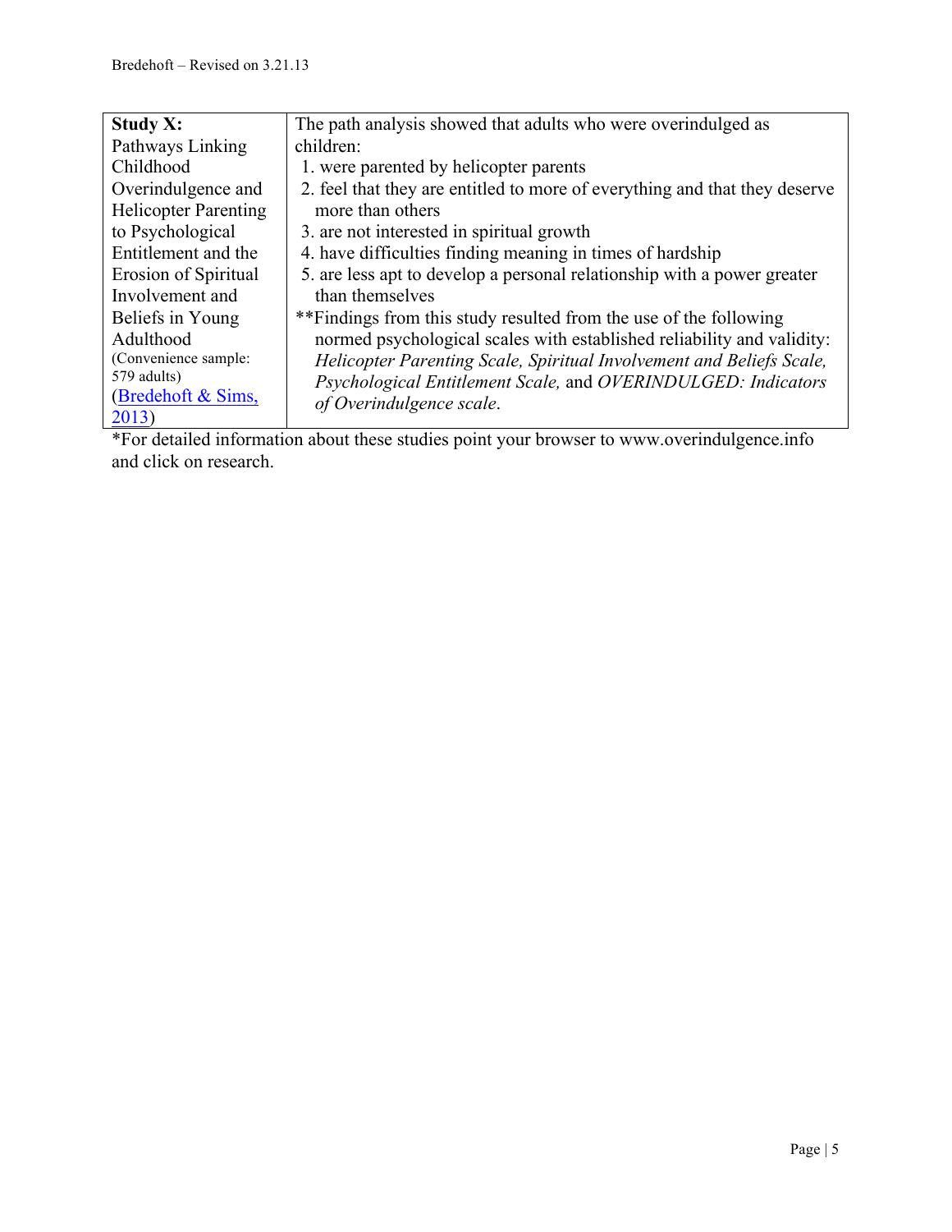| | |
|---|---|
| **Study X:** Pathways Linking Childhood Overindulgence and Helicopter Parenting to Psychological Entitlement and the Erosion of Spiritual Involvement and Beliefs in Young Adulthood (Convenience sample: 579 adults) ([Bredehoft & Sims, 2013]) | The path analysis showed that adults who were overindulged as children:<br>1. were parented by helicopter parents<br>2. feel that they are entitled to more of everything and that they deserve more than others<br>3. are not interested in spiritual growth<br>4. have difficulties finding meaning in times of hardship<br>5. are less apt to develop a personal relationship with a power greater than themselves<br>**Findings from this study resulted from the use of the following normed psychological scales with established reliability and validity: *Helicopter Parenting Scale, Spiritual Involvement and Beliefs Scale, Psychological Entitlement Scale,* and *OVERINDULGED: Indicators of Overindulgence scale*. |

*For detailed information about these studies point your browser to www.overindulgence.info and click on research.